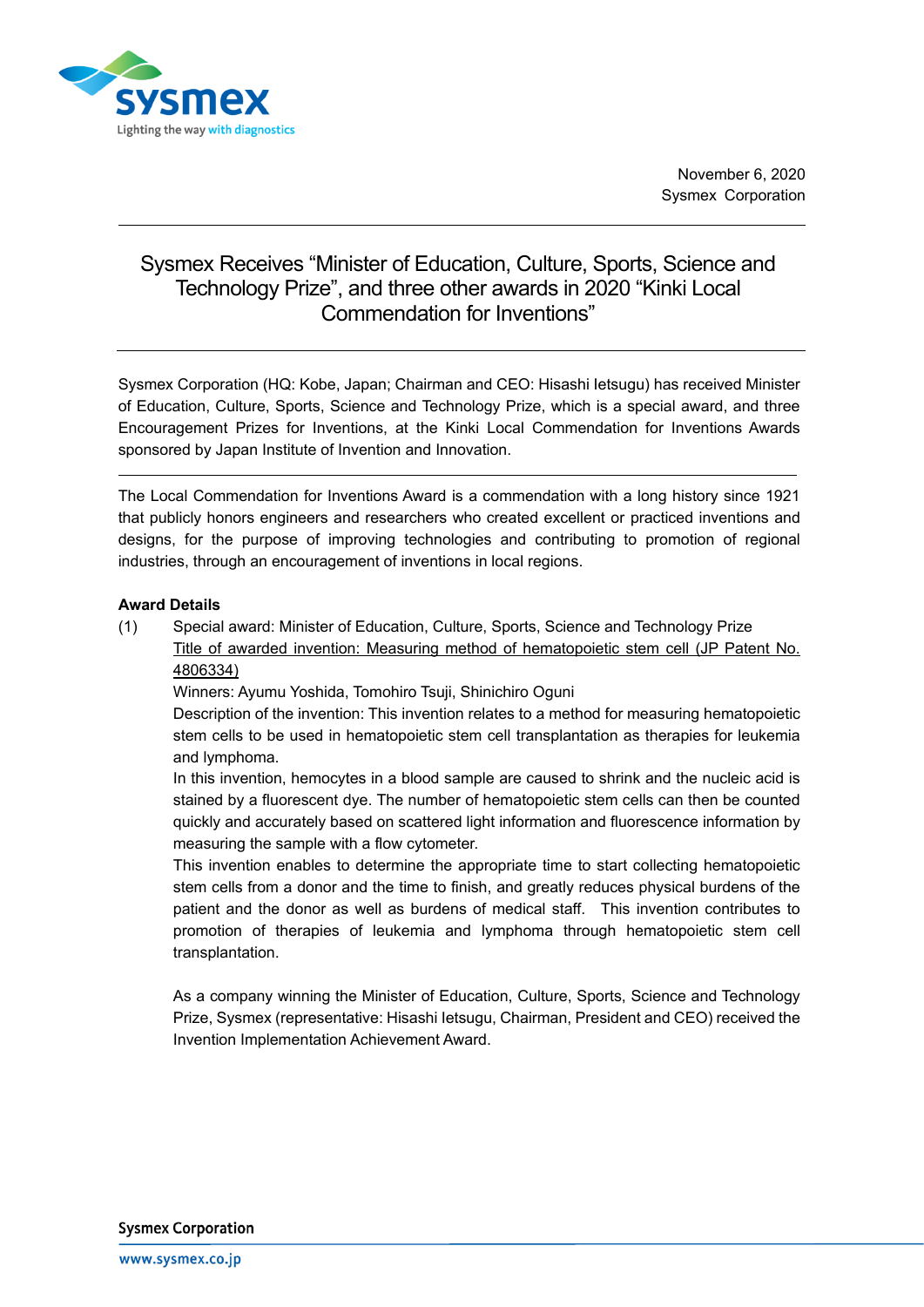November 6, 2020
Sysmex Corporation

# Sysmex Receives "Minister of Education, Culture, Sports, Science and Technology Prize", and three other awards in 2020 "Kinki Local Commendation for Inventions"

Sysmex Corporation (HQ: Kobe, Japan; Chairman and CEO: Hisashi Ietsugu) has received Minister of Education, Culture, Sports, Science and Technology Prize, which is a special award, and three Encouragement Prizes for Inventions, at the Kinki Local Commendation for Inventions Awards sponsored by Japan Institute of Invention and Innovation.

---

The Local Commendation for Inventions Award is a commendation with a long history since 1921 that publicly honors engineers and researchers who created excellent or practiced inventions and designs, for the purpose of improving technologies and contributing to promotion of regional industries, through an encouragement of inventions in local regions.

**Award Details**

(1) Special award: Minister of Education, Culture, Sports, Science and Technology Prize
Title of awarded invention: Measuring method of hematopoietic stem cell (JP Patent No. 4806334)
Winners: Ayumu Yoshida, Tomohiro Tsuji, Shinichiro Oguni
Description of the invention: This invention relates to a method for measuring hematopoietic stem cells to be used in hematopoietic stem cell transplantation as therapies for leukemia and lymphoma.
In this invention, hemocytes in a blood sample are caused to shrink and the nucleic acid is stained by a fluorescent dye. The number of hematopoietic stem cells can then be counted quickly and accurately based on scattered light information and fluorescence information by measuring the sample with a flow cytometer.
This invention enables to determine the appropriate time to start collecting hematopoietic stem cells from a donor and the time to finish, and greatly reduces physical burdens of the patient and the donor as well as burdens of medical staff. This invention contributes to promotion of therapies of leukemia and lymphoma through hematopoietic stem cell transplantation.

As a company winning the Minister of Education, Culture, Sports, Science and Technology Prize, Sysmex (representative: Hisashi Ietsugu, Chairman, President and CEO) received the Invention Implementation Achievement Award.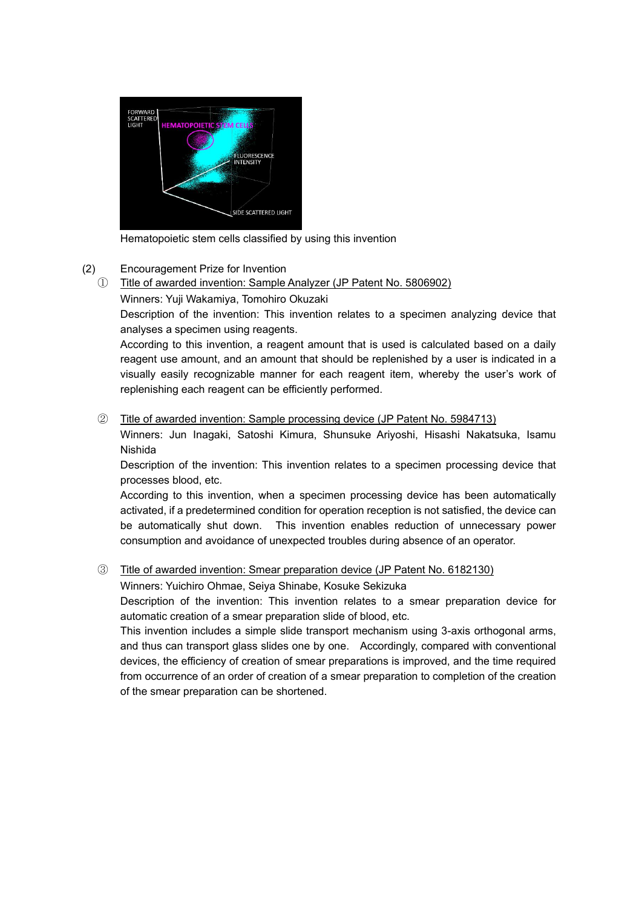FORWARD SCATTERED LIGHT

HEMATOPOIETIC STEM CELLS

FLUORESCENCE INTENSITY

SIDE SCATTERED LIGHT

Hematopoietic stem cells classified by using this invention

(2) Encouragement Prize for Invention

① Title of awarded invention: Sample Analyzer (JP Patent No. 5806902)

Winners: Yuji Wakamiya, Tomohiro Okuzaki

Description of the invention: This invention relates to a specimen analyzing device that analyses a specimen using reagents.

According to this invention, a reagent amount that is used is calculated based on a daily reagent use amount, and an amount that should be replenished by a user is indicated in a visually easily recognizable manner for each reagent item, whereby the user's work of replenishing each reagent can be efficiently performed.

② Title of awarded invention: Sample processing device (JP Patent No. 5984713)

Winners: Jun Inagaki, Satoshi Kimura, Shunsuke Ariyoshi, Hisashi Nakatsuka, Isamu Nishida

Description of the invention: This invention relates to a specimen processing device that processes blood, etc.

According to this invention, when a specimen processing device has been automatically activated, if a predetermined condition for operation reception is not satisfied, the device can be automatically shut down. This invention enables reduction of unnecessary power consumption and avoidance of unexpected troubles during absence of an operator.

③ Title of awarded invention: Smear preparation device (JP Patent No. 6182130)

Winners: Yuichiro Ohmae, Seiya Shinabe, Kosuke Sekizuka

Description of the invention: This invention relates to a smear preparation device for automatic creation of a smear preparation slide of blood, etc.

This invention includes a simple slide transport mechanism using 3-axis orthogonal arms, and thus can transport glass slides one by one. Accordingly, compared with conventional devices, the efficiency of creation of smear preparations is improved, and the time required from occurrence of an order of creation of a smear preparation to completion of the creation of the smear preparation can be shortened.